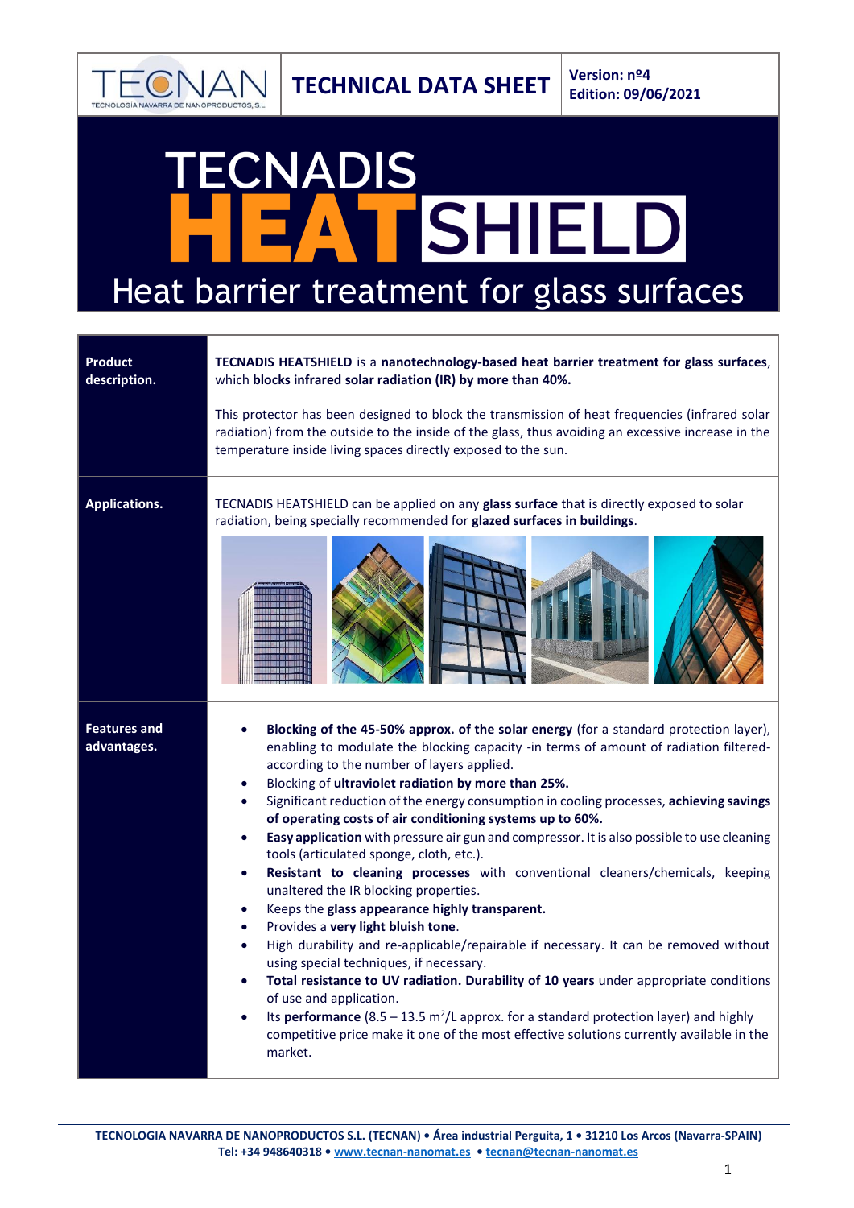TECNAN — TECNOLOGÍA NAVARRA DE NANOPRODUCTOS, S.L.

**TECHNICAL DATA SHEET**

**Version: nº4**
**Edition: 09/06/2021**

# TECNADIS HEATSHIELD

## Heat barrier treatment for glass surfaces

| | |
|---|---|
| **Product description.** | **TECNADIS HEATSHIELD** is a **nanotechnology-based heat barrier treatment for glass surfaces**, which **blocks infrared solar radiation (IR) by more than 40%.**<br><br>This protector has been designed to block the transmission of heat frequencies (infrared solar radiation) from the outside to the inside of the glass, thus avoiding an excessive increase in the temperature inside living spaces directly exposed to the sun. |
| **Applications.** | TECNADIS HEATSHIELD can be applied on any **glass surface** that is directly exposed to solar radiation, being specially recommended for **glazed surfaces in buildings**. |
| **Features and advantages.** | • **Blocking of the 45-50% approx. of the solar energy** (for a standard protection layer), enabling to modulate the blocking capacity -in terms of amount of radiation filtered- according to the number of layers applied.<br>• Blocking of **ultraviolet radiation by more than 25%.**<br>• Significant reduction of the energy consumption in cooling processes, **achieving savings of operating costs of air conditioning systems up to 60%.**<br>• **Easy application** with pressure air gun and compressor. It is also possible to use cleaning tools (articulated sponge, cloth, etc.).<br>• **Resistant to cleaning processes** with conventional cleaners/chemicals, keeping unaltered the IR blocking properties.<br>• Keeps the **glass appearance highly transparent.**<br>• Provides a **very light bluish tone**.<br>• High durability and re-applicable/repairable if necessary. It can be removed without using special techniques, if necessary.<br>• **Total resistance to UV radiation. Durability of 10 years** under appropriate conditions of use and application.<br>• Its **performance** (8.5 – 13.5 $m^2$/L approx. for a standard protection layer) and highly competitive price make it one of the most effective solutions currently available in the market. |

**TECNOLOGIA NAVARRA DE NANOPRODUCTOS S.L. (TECNAN) • Área industrial Perguita, 1 • 31210 Los Arcos (Navarra-SPAIN)**
**Tel: +34 948640318 • www.tecnan-nanomat.es • tecnan@tecnan-nanomat.es**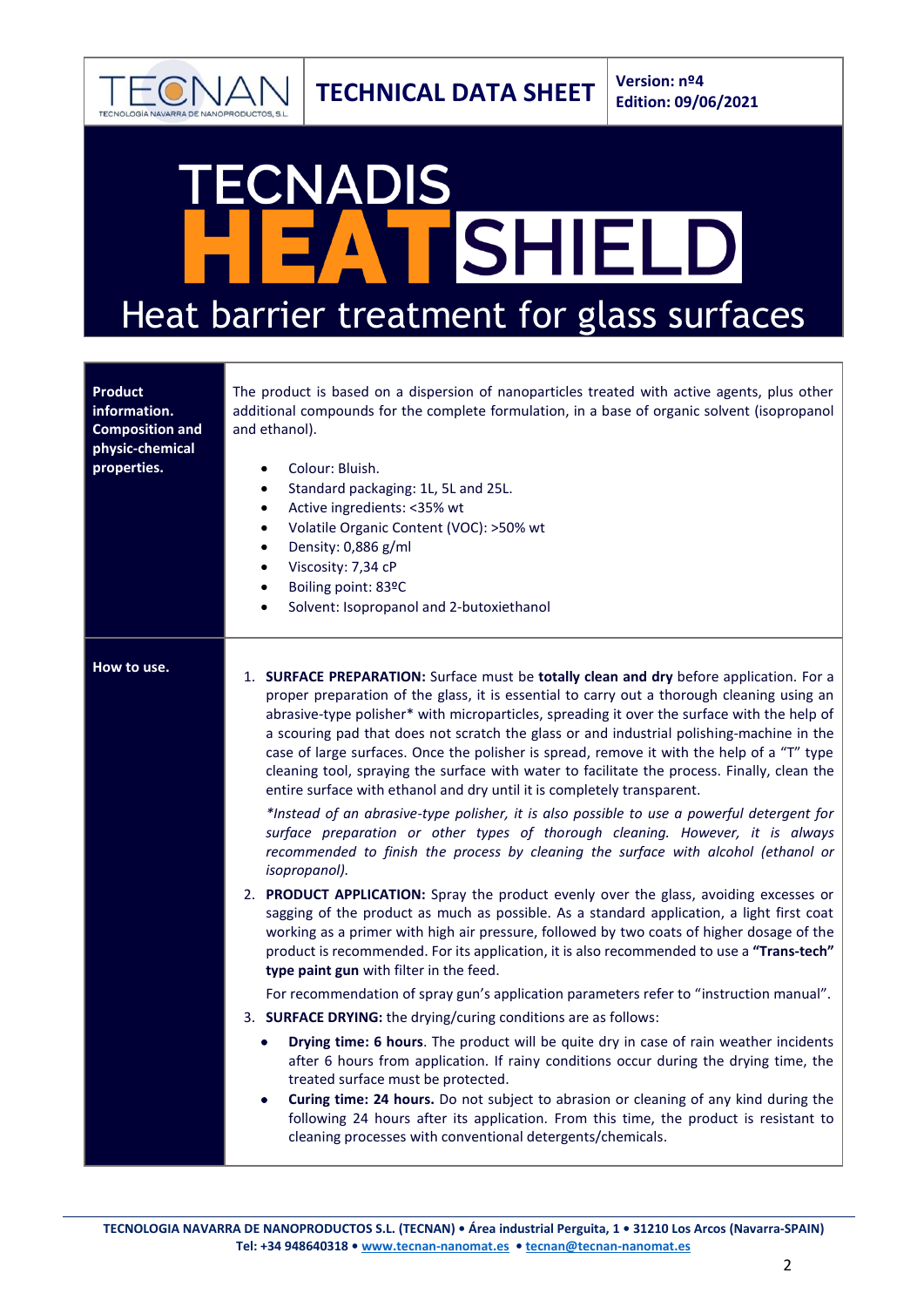# TECNADIS HEAT SHIELD

## Heat barrier treatment for glass surfaces

**Product information. Composition and physic-chemical properties.**

The product is based on a dispersion of nanoparticles treated with active agents, plus other additional compounds for the complete formulation, in a base of organic solvent (isopropanol and ethanol).

- Colour: Bluish.
- Standard packaging: 1L, 5L and 25L.
- Active ingredients: <35% wt
- Volatile Organic Content (VOC): >50% wt
- Density: 0,886 g/ml
- Viscosity: 7,34 cP
- Boiling point: 83ºC
- Solvent: Isopropanol and 2-butoxiethanol

**How to use.**

1. **SURFACE PREPARATION:** Surface must be **totally clean and dry** before application. For a proper preparation of the glass, it is essential to carry out a thorough cleaning using an abrasive-type polisher* with microparticles, spreading it over the surface with the help of a scouring pad that does not scratch the glass or and industrial polishing-machine in the case of large surfaces. Once the polisher is spread, remove it with the help of a "T" type cleaning tool, spraying the surface with water to facilitate the process. Finally, clean the entire surface with ethanol and dry until it is completely transparent.

   **Instead of an abrasive-type polisher, it is also possible to use a powerful detergent for surface preparation or other types of thorough cleaning. However, it is always recommended to finish the process by cleaning the surface with alcohol (ethanol or isopropanol).*

2. **PRODUCT APPLICATION:** Spray the product evenly over the glass, avoiding excesses or sagging of the product as much as possible. As a standard application, a light first coat working as a primer with high air pressure, followed by two coats of higher dosage of the product is recommended. For its application, it is also recommended to use a **"Trans-tech" type paint gun** with filter in the feed.

   For recommendation of spray gun's application parameters refer to "instruction manual".

3. **SURFACE DRYING:** the drying/curing conditions are as follows:
   - **Drying time: 6 hours**. The product will be quite dry in case of rain weather incidents after 6 hours from application. If rainy conditions occur during the drying time, the treated surface must be protected.
   - **Curing time: 24 hours.** Do not subject to abrasion or cleaning of any kind during the following 24 hours after its application. From this time, the product is resistant to cleaning processes with conventional detergents/chemicals.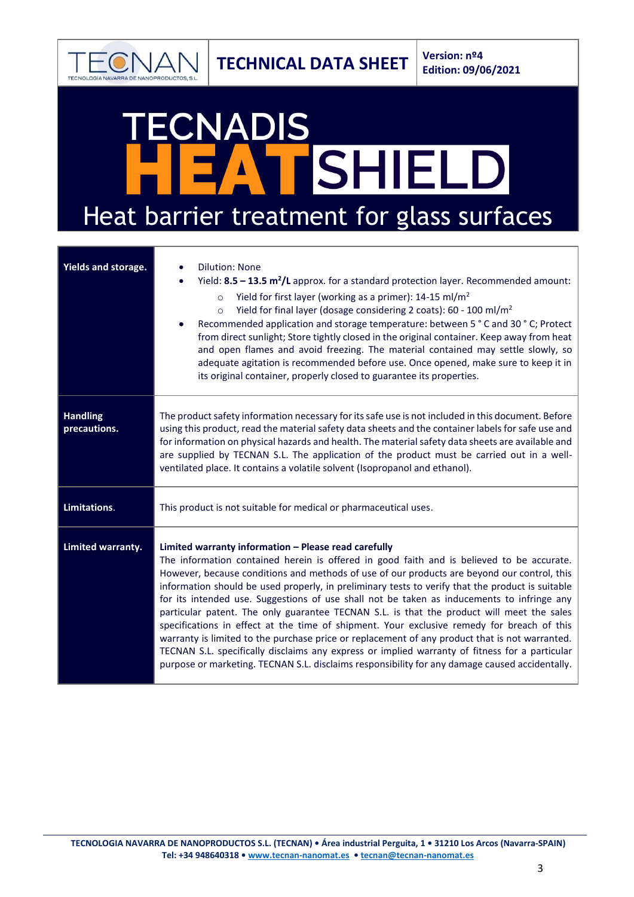TECHNICAL DATA SHEET

**Version: nº4**
**Edition: 09/06/2021**

# TECNADIS HEAT SHIELD

## Heat barrier treatment for glass surfaces

| | |
|---|---|
| **Yields and storage.** | • Dilution: None<br>• Yield: **8.5 – 13.5 m²/L** approx. for a standard protection layer. Recommended amount:<br>  ○ Yield for first layer (working as a primer): 14-15 ml/m²<br>  ○ Yield for final layer (dosage considering 2 coats): 60 - 100 ml/m²<br>• Recommended application and storage temperature: between 5 ° C and 30 ° C; Protect from direct sunlight; Store tightly closed in the original container. Keep away from heat and open flames and avoid freezing. The material contained may settle slowly, so adequate agitation is recommended before use. Once opened, make sure to keep it in its original container, properly closed to guarantee its properties. |
| **Handling precautions.** | The product safety information necessary for its safe use is not included in this document. Before using this product, read the material safety data sheets and the container labels for safe use and for information on physical hazards and health. The material safety data sheets are available and are supplied by TECNAN S.L. The application of the product must be carried out in a well-ventilated place. It contains a volatile solvent (Isopropanol and ethanol). |
| **Limitations.** | This product is not suitable for medical or pharmaceutical uses. |
| **Limited warranty.** | **Limited warranty information – Please read carefully**<br>The information contained herein is offered in good faith and is believed to be accurate. However, because conditions and methods of use of our products are beyond our control, this information should be used properly, in preliminary tests to verify that the product is suitable for its intended use. Suggestions of use shall not be taken as inducements to infringe any particular patent. The only guarantee TECNAN S.L. is that the product will meet the sales specifications in effect at the time of shipment. Your exclusive remedy for breach of this warranty is limited to the purchase price or replacement of any product that is not warranted. TECNAN S.L. specifically disclaims any express or implied warranty of fitness for a particular purpose or marketing. TECNAN S.L. disclaims responsibility for any damage caused accidentally. |

**TECNOLOGIA NAVARRA DE NANOPRODUCTOS S.L. (TECNAN) • Área industrial Perguita, 1 • 31210 Los Arcos (Navarra-SPAIN)**
**Tel: +34 948640318 • www.tecnan-nanomat.es • tecnan@tecnan-nanomat.es**